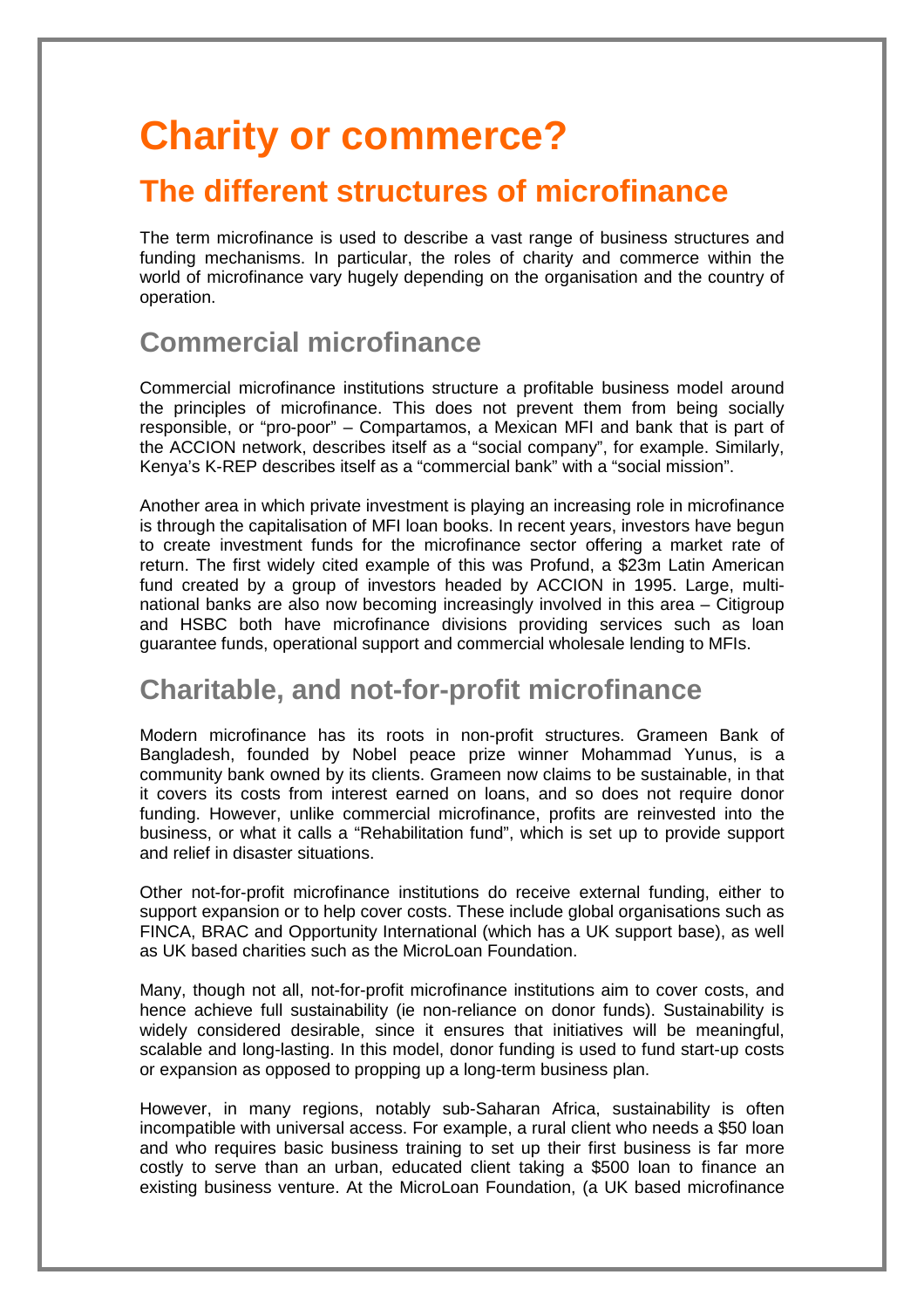# Charity or commerce?

## The different structures of microfinance

The term microfinance is used to describe a vast range of business structures and funding mechanisms. In particular, the roles of charity and commerce within the world of microfinance vary hugely depending on the organisation and the country of operation.

### Commercial microfinance

Commercial microfinance institutions structure a profitable business model around the principles of microfinance. This does not prevent them from being socially responsible, or "pro-poor" – Compartamos, a Mexican MFI and bank that is part of the ACCION network, describes itself as a "social company", for example. Similarly, Kenya's K-REP describes itself as a "commercial bank" with a "social mission".

Another area in which private investment is playing an increasing role in microfinance is through the capitalisation of MFI loan books. In recent years, investors have begun to create investment funds for the microfinance sector offering a market rate of return. The first widely cited example of this was Profund, a $23m Latin American fund created by a group of investors headed by ACCION in 1995. Large, multi-national banks are also now becoming increasingly involved in this area – Citigroup and HSBC both have microfinance divisions providing services such as loan guarantee funds, operational support and commercial wholesale lending to MFIs.

### Charitable, and not-for-profit microfinance

Modern microfinance has its roots in non-profit structures. Grameen Bank of Bangladesh, founded by Nobel peace prize winner Mohammad Yunus, is a community bank owned by its clients. Grameen now claims to be sustainable, in that it covers its costs from interest earned on loans, and so does not require donor funding. However, unlike commercial microfinance, profits are reinvested into the business, or what it calls a "Rehabilitation fund", which is set up to provide support and relief in disaster situations.

Other not-for-profit microfinance institutions do receive external funding, either to support expansion or to help cover costs. These include global organisations such as FINCA, BRAC and Opportunity International (which has a UK support base), as well as UK based charities such as the MicroLoan Foundation.

Many, though not all, not-for-profit microfinance institutions aim to cover costs, and hence achieve full sustainability (ie non-reliance on donor funds). Sustainability is widely considered desirable, since it ensures that initiatives will be meaningful, scalable and long-lasting. In this model, donor funding is used to fund start-up costs or expansion as opposed to propping up a long-term business plan.

However, in many regions, notably sub-Saharan Africa, sustainability is often incompatible with universal access. For example, a rural client who needs a $50 loan and who requires basic business training to set up their first business is far more costly to serve than an urban, educated client taking a $500 loan to finance an existing business venture. At the MicroLoan Foundation, (a UK based microfinance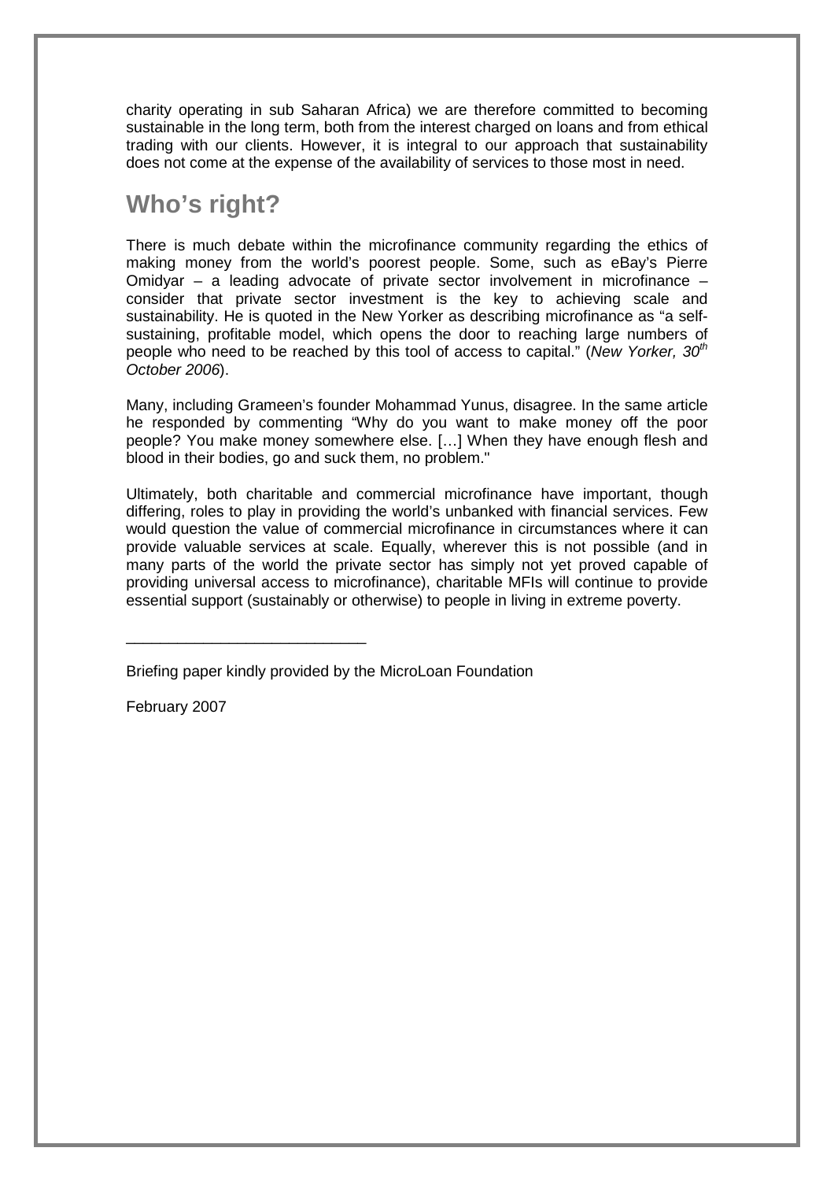charity operating in sub Saharan Africa) we are therefore committed to becoming sustainable in the long term, both from the interest charged on loans and from ethical trading with our clients. However, it is integral to our approach that sustainability does not come at the expense of the availability of services to those most in need.

## Who's right?

There is much debate within the microfinance community regarding the ethics of making money from the world's poorest people. Some, such as eBay's Pierre Omidyar – a leading advocate of private sector involvement in microfinance – consider that private sector investment is the key to achieving scale and sustainability. He is quoted in the New Yorker as describing microfinance as "a self-sustaining, profitable model, which opens the door to reaching large numbers of people who need to be reached by this tool of access to capital." (*New Yorker, 30th October 2006*).

Many, including Grameen's founder Mohammad Yunus, disagree. In the same article he responded by commenting "Why do you want to make money off the poor people? You make money somewhere else. […] When they have enough flesh and blood in their bodies, go and suck them, no problem."

Ultimately, both charitable and commercial microfinance have important, though differing, roles to play in providing the world's unbanked with financial services. Few would question the value of commercial microfinance in circumstances where it can provide valuable services at scale. Equally, wherever this is not possible (and in many parts of the world the private sector has simply not yet proved capable of providing universal access to microfinance), charitable MFIs will continue to provide essential support (sustainably or otherwise) to people in living in extreme poverty.

---

Briefing paper kindly provided by the MicroLoan Foundation

February 2007